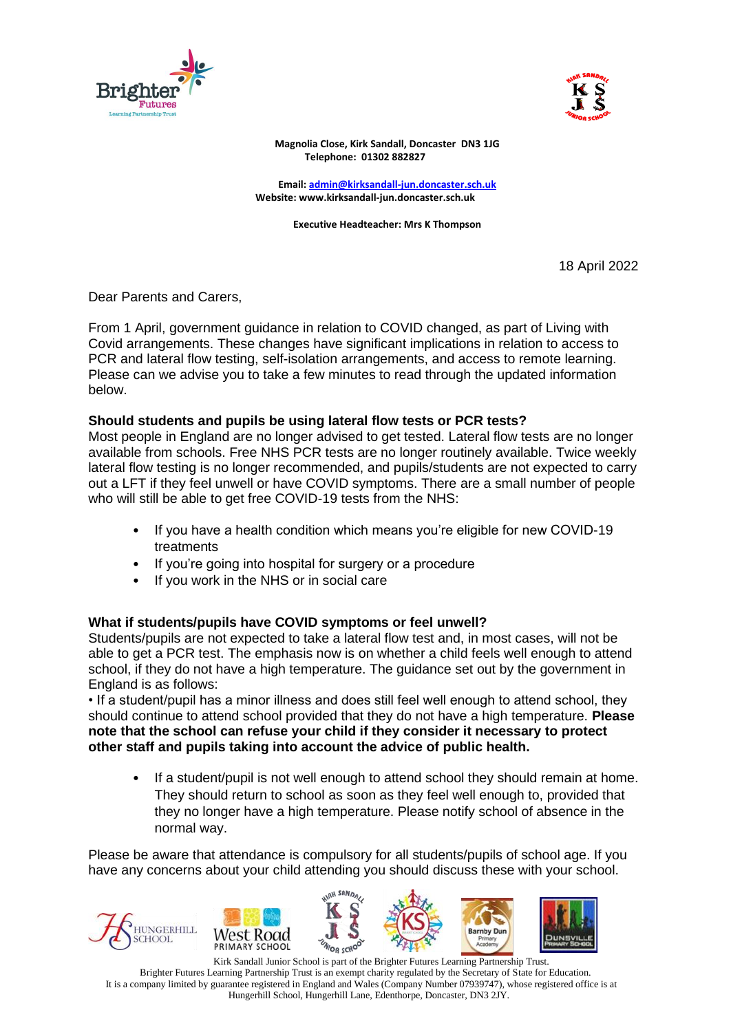Magnolia Close, Kirk Sandall, Doncaster DN3 1JG
Telephone: 01302 882827

Email: admin@kirksandall-jun.doncaster.sch.uk
Website: www.kirksandall-jun.doncaster.sch.uk

Executive Headteacher: Mrs K Thompson

18 April 2022

Dear Parents and Carers,

From 1 April, government guidance in relation to COVID changed, as part of Living with Covid arrangements. These changes have significant implications in relation to access to PCR and lateral flow testing, self-isolation arrangements, and access to remote learning. Please can we advise you to take a few minutes to read through the updated information below.

**Should students and pupils be using lateral flow tests or PCR tests?**
Most people in England are no longer advised to get tested. Lateral flow tests are no longer available from schools. Free NHS PCR tests are no longer routinely available. Twice weekly lateral flow testing is no longer recommended, and pupils/students are not expected to carry out a LFT if they feel unwell or have COVID symptoms. There are a small number of people who will still be able to get free COVID-19 tests from the NHS:

- If you have a health condition which means you're eligible for new COVID-19 treatments
- If you're going into hospital for surgery or a procedure
- If you work in the NHS or in social care

**What if students/pupils have COVID symptoms or feel unwell?**
Students/pupils are not expected to take a lateral flow test and, in most cases, will not be able to get a PCR test. The emphasis now is on whether a child feels well enough to attend school, if they do not have a high temperature. The guidance set out by the government in England is as follows:
• If a student/pupil has a minor illness and does still feel well enough to attend school, they should continue to attend school provided that they do not have a high temperature. **Please note that the school can refuse your child if they consider it necessary to protect other staff and pupils taking into account the advice of public health.**

- If a student/pupil is not well enough to attend school they should remain at home. They should return to school as soon as they feel well enough to, provided that they no longer have a high temperature. Please notify school of absence in the normal way.

Please be aware that attendance is compulsory for all students/pupils of school age. If you have any concerns about your child attending you should discuss these with your school.

Kirk Sandall Junior School is part of the Brighter Futures Learning Partnership Trust.
Brighter Futures Learning Partnership Trust is an exempt charity regulated by the Secretary of State for Education.
It is a company limited by guarantee registered in England and Wales (Company Number 07939747), whose registered office is at Hungerhill School, Hungerhill Lane, Edenthorpe, Doncaster, DN3 2JY.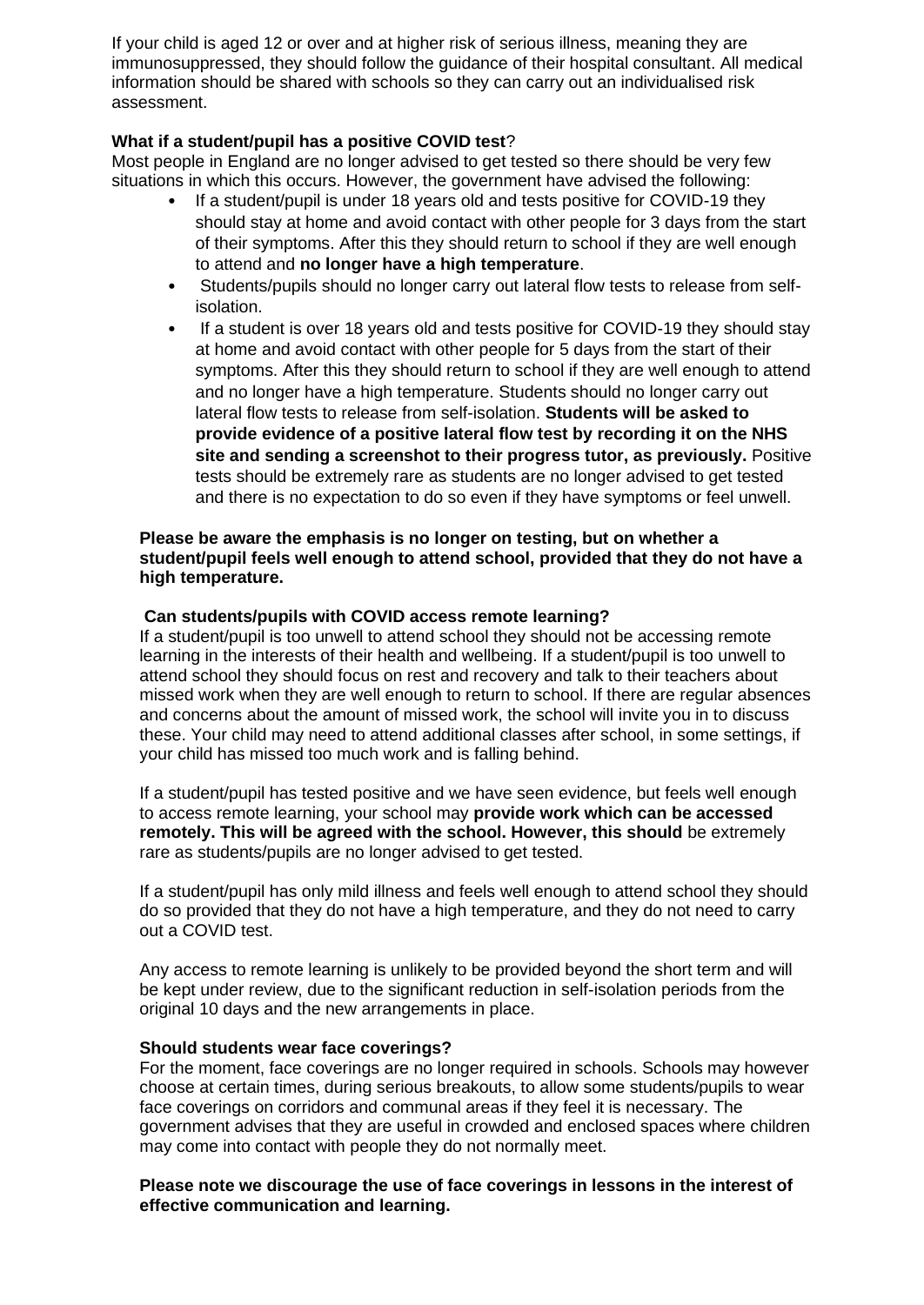If your child is aged 12 or over and at higher risk of serious illness, meaning they are immunosuppressed, they should follow the guidance of their hospital consultant. All medical information should be shared with schools so they can carry out an individualised risk assessment.

**What if a student/pupil has a positive COVID test**?

Most people in England are no longer advised to get tested so there should be very few situations in which this occurs. However, the government have advised the following:

- If a student/pupil is under 18 years old and tests positive for COVID-19 they should stay at home and avoid contact with other people for 3 days from the start of their symptoms. After this they should return to school if they are well enough to attend and **no longer have a high temperature**.
- Students/pupils should no longer carry out lateral flow tests to release from self-isolation.
- If a student is over 18 years old and tests positive for COVID-19 they should stay at home and avoid contact with other people for 5 days from the start of their symptoms. After this they should return to school if they are well enough to attend and no longer have a high temperature. Students should no longer carry out lateral flow tests to release from self-isolation. **Students will be asked to provide evidence of a positive lateral flow test by recording it on the NHS site and sending a screenshot to their progress tutor, as previously.** Positive tests should be extremely rare as students are no longer advised to get tested and there is no expectation to do so even if they have symptoms or feel unwell.

**Please be aware the emphasis is no longer on testing, but on whether a student/pupil feels well enough to attend school, provided that they do not have a high temperature.**

**Can students/pupils with COVID access remote learning?**

If a student/pupil is too unwell to attend school they should not be accessing remote learning in the interests of their health and wellbeing. If a student/pupil is too unwell to attend school they should focus on rest and recovery and talk to their teachers about missed work when they are well enough to return to school. If there are regular absences and concerns about the amount of missed work, the school will invite you in to discuss these. Your child may need to attend additional classes after school, in some settings, if your child has missed too much work and is falling behind.

If a student/pupil has tested positive and we have seen evidence, but feels well enough to access remote learning, your school may **provide work which can be accessed remotely. This will be agreed with the school. However, this should** be extremely rare as students/pupils are no longer advised to get tested.

If a student/pupil has only mild illness and feels well enough to attend school they should do so provided that they do not have a high temperature, and they do not need to carry out a COVID test.

Any access to remote learning is unlikely to be provided beyond the short term and will be kept under review, due to the significant reduction in self-isolation periods from the original 10 days and the new arrangements in place.

**Should students wear face coverings?**

For the moment, face coverings are no longer required in schools. Schools may however choose at certain times, during serious breakouts, to allow some students/pupils to wear face coverings on corridors and communal areas if they feel it is necessary. The government advises that they are useful in crowded and enclosed spaces where children may come into contact with people they do not normally meet.

**Please note we discourage the use of face coverings in lessons in the interest of effective communication and learning.**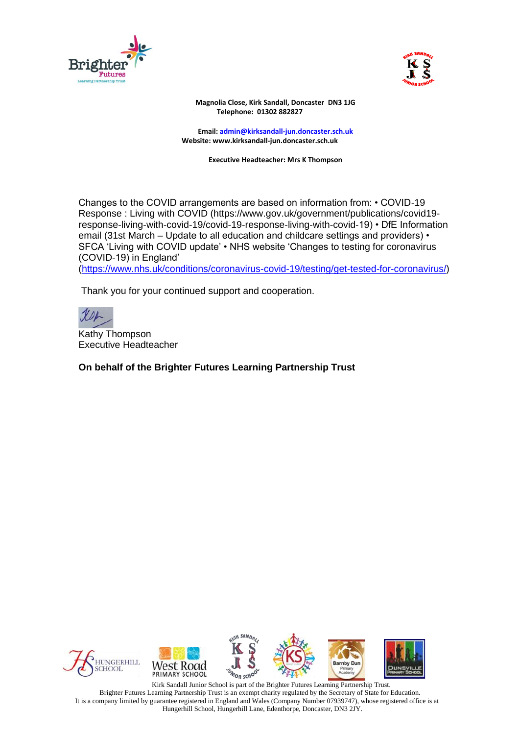**Magnolia Close, Kirk Sandall, Doncaster DN3 1JG**
**Telephone: 01302 882827**

**Email: admin@kirksandall-jun.doncaster.sch.uk**
**Website: www.kirksandall-jun.doncaster.sch.uk**

**Executive Headteacher: Mrs K Thompson**

Changes to the COVID arrangements are based on information from: • COVID-19 Response : Living with COVID (https://www.gov.uk/government/publications/covid19-response-living-with-covid-19/covid-19-response-living-with-covid-19) • DfE Information email (31st March – Update to all education and childcare settings and providers) • SFCA 'Living with COVID update' • NHS website 'Changes to testing for coronavirus (COVID-19) in England' (https://www.nhs.uk/conditions/coronavirus-covid-19/testing/get-tested-for-coronavirus/)

Thank you for your continued support and cooperation.

Kathy Thompson
Executive Headteacher

**On behalf of the Brighter Futures Learning Partnership Trust**

Kirk Sandall Junior School is part of the Brighter Futures Learning Partnership Trust.
Brighter Futures Learning Partnership Trust is an exempt charity regulated by the Secretary of State for Education.
It is a company limited by guarantee registered in England and Wales (Company Number 07939747), whose registered office is at Hungerhill School, Hungerhill Lane, Edenthorpe, Doncaster, DN3 2JY.